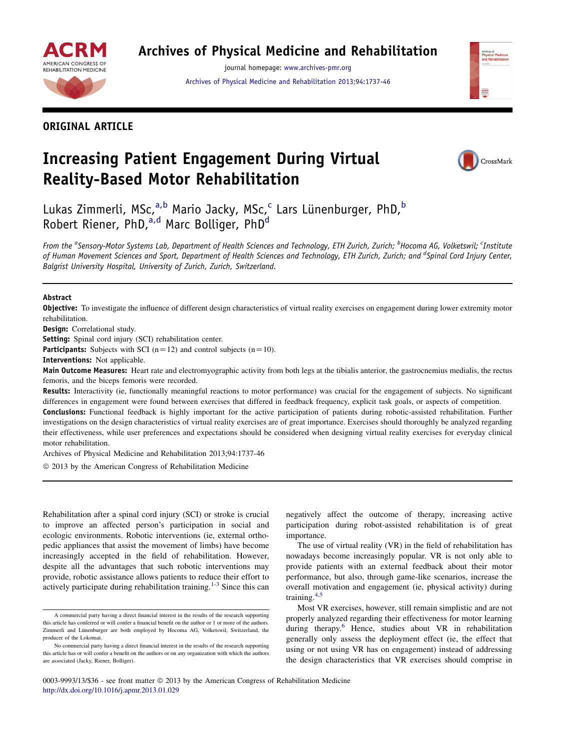ORIGINAL ARTICLE

# Increasing Patient Engagement During Virtual Reality-Based Motor Rehabilitation

Lukas Zimmerli, MSc,[a,b] Mario Jacky, MSc,[c] Lars Lünenburger, PhD,[b] Robert Riener, PhD,[a,d] Marc Bolliger, PhD[d]

*From the [a]Sensory-Motor Systems Lab, Department of Health Sciences and Technology, ETH Zurich, Zurich; [b]Hocoma AG, Volketswil; [c]Institute of Human Movement Sciences and Sport, Department of Health Sciences and Technology, ETH Zurich, Zurich; and [d]Spinal Cord Injury Center, Balgrist University Hospital, University of Zurich, Zurich, Switzerland.*

## Abstract

**Objective:** To investigate the influence of different design characteristics of virtual reality exercises on engagement during lower extremity motor rehabilitation.

**Design:** Correlational study.

**Setting:** Spinal cord injury (SCI) rehabilitation center.

**Participants:** Subjects with SCI (n=12) and control subjects (n=10).

**Interventions:** Not applicable.

**Main Outcome Measures:** Heart rate and electromyographic activity from both legs at the tibialis anterior, the gastrocnemius medialis, the rectus femoris, and the biceps femoris were recorded.

**Results:** Interactivity (ie, functionally meaningful reactions to motor performance) was crucial for the engagement of subjects. No significant differences in engagement were found between exercises that differed in feedback frequency, explicit task goals, or aspects of competition.

**Conclusions:** Functional feedback is highly important for the active participation of patients during robotic-assisted rehabilitation. Further investigations on the design characteristics of virtual reality exercises are of great importance. Exercises should thoroughly be analyzed regarding their effectiveness, while user preferences and expectations should be considered when designing virtual reality exercises for everyday clinical motor rehabilitation.

Archives of Physical Medicine and Rehabilitation 2013;94:1737-46

© 2013 by the American Congress of Rehabilitation Medicine

Rehabilitation after a spinal cord injury (SCI) or stroke is crucial to improve an affected person's participation in social and ecologic environments. Robotic interventions (ie, external orthopedic appliances that assist the movement of limbs) have become increasingly accepted in the field of rehabilitation. However, despite all the advantages that such robotic interventions may provide, robotic assistance allows patients to reduce their effort to actively participate during rehabilitation training.[1-3] Since this can negatively affect the outcome of therapy, increasing active participation during robot-assisted rehabilitation is of great importance.

The use of virtual reality (VR) in the field of rehabilitation has nowadays become increasingly popular. VR is not only able to provide patients with an external feedback about their motor performance, but also, through game-like scenarios, increase the overall motivation and engagement (ie, physical activity) during training.[4,5]

Most VR exercises, however, still remain simplistic and are not properly analyzed regarding their effectiveness for motor learning during therapy.[6] Hence, studies about VR in rehabilitation generally only assess the deployment effect (ie, the effect that using or not using VR has on engagement) instead of addressing the design characteristics that VR exercises should comprise in

A commercial party having a direct financial interest in the results of the research supporting this article has conferred or will confer a financial benefit on the author or 1 or more of the authors. Zimmerli and Lünenburger are both employed by Hocoma AG, Volketswil, Switzerland, the producer of the Lokomat.

No commercial party having a direct financial interest in the results of the research supporting this article has or will confer a benefit on the authors or on any organization with which the authors are associated (Jacky, Riener, Bolliger).

0003-9993/13/$36 - see front matter © 2013 by the American Congress of Rehabilitation Medicine
http://dx.doi.org/10.1016/j.apmr.2013.01.029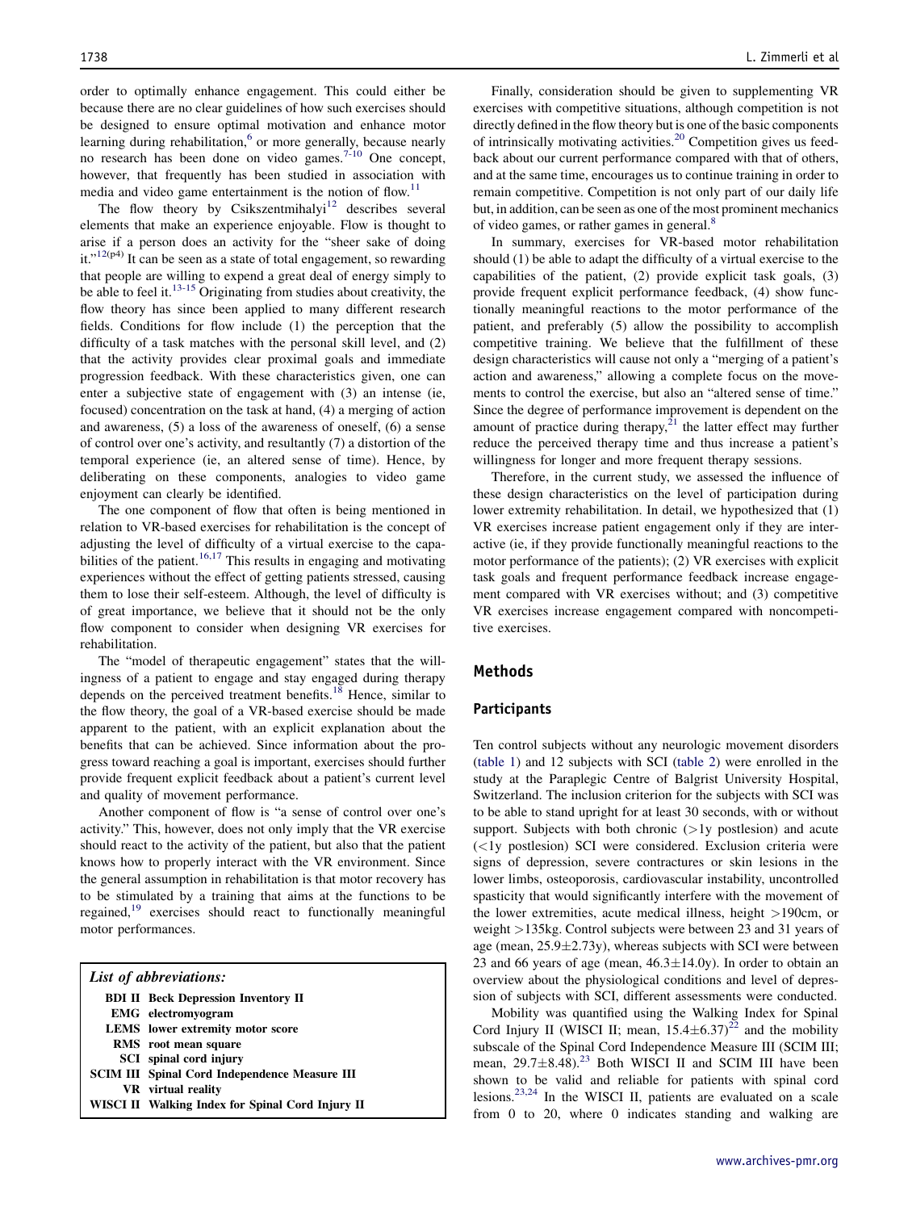order to optimally enhance engagement. This could either be because there are no clear guidelines of how such exercises should be designed to ensure optimal motivation and enhance motor learning during rehabilitation,[6] or more generally, because nearly no research has been done on video games.[7-10] One concept, however, that frequently has been studied in association with media and video game entertainment is the notion of flow.[11]

The flow theory by Csikszentmihalyi[12] describes several elements that make an experience enjoyable. Flow is thought to arise if a person does an activity for the "sheer sake of doing it."[12(p4)] It can be seen as a state of total engagement, so rewarding that people are willing to expend a great deal of energy simply to be able to feel it.[13-15] Originating from studies about creativity, the flow theory has since been applied to many different research fields. Conditions for flow include (1) the perception that the difficulty of a task matches with the personal skill level, and (2) that the activity provides clear proximal goals and immediate progression feedback. With these characteristics given, one can enter a subjective state of engagement with (3) an intense (ie, focused) concentration on the task at hand, (4) a merging of action and awareness, (5) a loss of the awareness of oneself, (6) a sense of control over one's activity, and resultantly (7) a distortion of the temporal experience (ie, an altered sense of time). Hence, by deliberating on these components, analogies to video game enjoyment can clearly be identified.

The one component of flow that often is being mentioned in relation to VR-based exercises for rehabilitation is the concept of adjusting the level of difficulty of a virtual exercise to the capabilities of the patient.[16,17] This results in engaging and motivating experiences without the effect of getting patients stressed, causing them to lose their self-esteem. Although, the level of difficulty is of great importance, we believe that it should not be the only flow component to consider when designing VR exercises for rehabilitation.

The "model of therapeutic engagement" states that the willingness of a patient to engage and stay engaged during therapy depends on the perceived treatment benefits.[18] Hence, similar to the flow theory, the goal of a VR-based exercise should be made apparent to the patient, with an explicit explanation about the benefits that can be achieved. Since information about the progress toward reaching a goal is important, exercises should further provide frequent explicit feedback about a patient's current level and quality of movement performance.

Another component of flow is "a sense of control over one's activity." This, however, does not only imply that the VR exercise should react to the activity of the patient, but also that the patient knows how to properly interact with the VR environment. Since the general assumption in rehabilitation is that motor recovery has to be stimulated by a training that aims at the functions to be regained,[19] exercises should react to functionally meaningful motor performances.

***List of abbreviations:***

- **BDI II** Beck Depression Inventory II
- **EMG** electromyogram
- **LEMS** lower extremity motor score
- **RMS** root mean square
- **SCI** spinal cord injury
- **SCIM III** Spinal Cord Independence Measure III
- **VR** virtual reality
- **WISCI II** Walking Index for Spinal Cord Injury II

Finally, consideration should be given to supplementing VR exercises with competitive situations, although competition is not directly defined in the flow theory but is one of the basic components of intrinsically motivating activities.[20] Competition gives us feedback about our current performance compared with that of others, and at the same time, encourages us to continue training in order to remain competitive. Competition is not only part of our daily life but, in addition, can be seen as one of the most prominent mechanics of video games, or rather games in general.[8]

In summary, exercises for VR-based motor rehabilitation should (1) be able to adapt the difficulty of a virtual exercise to the capabilities of the patient, (2) provide explicit task goals, (3) provide frequent explicit performance feedback, (4) show functionally meaningful reactions to the motor performance of the patient, and preferably (5) allow the possibility to accomplish competitive training. We believe that the fulfillment of these design characteristics will cause not only a "merging of a patient's action and awareness," allowing a complete focus on the movements to control the exercise, but also an "altered sense of time." Since the degree of performance improvement is dependent on the amount of practice during therapy,[21] the latter effect may further reduce the perceived therapy time and thus increase a patient's willingness for longer and more frequent therapy sessions.

Therefore, in the current study, we assessed the influence of these design characteristics on the level of participation during lower extremity rehabilitation. In detail, we hypothesized that (1) VR exercises increase patient engagement only if they are interactive (ie, if they provide functionally meaningful reactions to the motor performance of the patients); (2) VR exercises with explicit task goals and frequent performance feedback increase engagement compared with VR exercises without; and (3) competitive VR exercises increase engagement compared with noncompetitive exercises.

## Methods

### Participants

Ten control subjects without any neurologic movement disorders (table 1) and 12 subjects with SCI (table 2) were enrolled in the study at the Paraplegic Centre of Balgrist University Hospital, Switzerland. The inclusion criterion for the subjects with SCI was to be able to stand upright for at least 30 seconds, with or without support. Subjects with both chronic (>1y postlesion) and acute (<1y postlesion) SCI were considered. Exclusion criteria were signs of depression, severe contractures or skin lesions in the lower limbs, osteoporosis, cardiovascular instability, uncontrolled spasticity that would significantly interfere with the movement of the lower extremities, acute medical illness, height >190cm, or weight >135kg. Control subjects were between 23 and 31 years of age (mean, 25.9±2.73y), whereas subjects with SCI were between 23 and 66 years of age (mean, 46.3±14.0y). In order to obtain an overview about the physiological conditions and level of depression of subjects with SCI, different assessments were conducted.

Mobility was quantified using the Walking Index for Spinal Cord Injury II (WISCI II; mean, 15.4±6.37)[22] and the mobility subscale of the Spinal Cord Independence Measure III (SCIM III; mean, 29.7±8.48).[23] Both WISCI II and SCIM III have been shown to be valid and reliable for patients with spinal cord lesions.[23,24] In the WISCI II, patients are evaluated on a scale from 0 to 20, where 0 indicates standing and walking are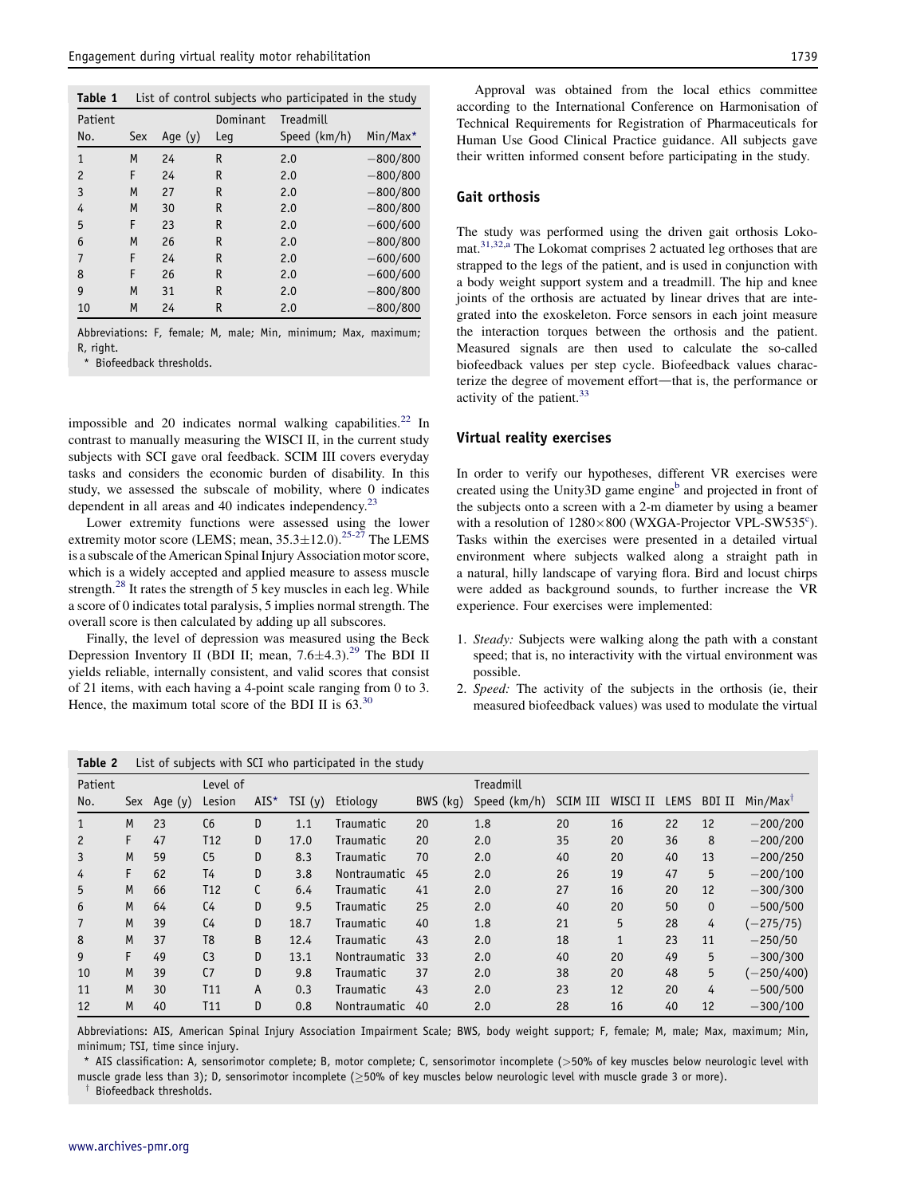**Table 1** List of control subjects who participated in the study

| Patient No. | Sex | Age (y) | Dominant Leg | Treadmill Speed (km/h) | Min/Max* |
|---|---|---|---|---|---|
| 1 | M | 24 | R | 2.0 | −800/800 |
| 2 | F | 24 | R | 2.0 | −800/800 |
| 3 | M | 27 | R | 2.0 | −800/800 |
| 4 | M | 30 | R | 2.0 | −800/800 |
| 5 | F | 23 | R | 2.0 | −600/600 |
| 6 | M | 26 | R | 2.0 | −800/800 |
| 7 | F | 24 | R | 2.0 | −600/600 |
| 8 | F | 26 | R | 2.0 | −600/600 |
| 9 | M | 31 | R | 2.0 | −800/800 |
| 10 | M | 24 | R | 2.0 | −800/800 |

Abbreviations: F, female; M, male; Min, minimum; Max, maximum; R, right.

\* Biofeedback thresholds.

impossible and 20 indicates normal walking capabilities.[22] In contrast to manually measuring the WISCI II, in the current study subjects with SCI gave oral feedback. SCIM III covers everyday tasks and considers the economic burden of disability. In this study, we assessed the subscale of mobility, where 0 indicates dependent in all areas and 40 indicates independency.[23]

Lower extremity functions were assessed using the lower extremity motor score (LEMS; mean, 35.3±12.0).[25-27] The LEMS is a subscale of the American Spinal Injury Association motor score, which is a widely accepted and applied measure to assess muscle strength.[28] It rates the strength of 5 key muscles in each leg. While a score of 0 indicates total paralysis, 5 implies normal strength. The overall score is then calculated by adding up all subscores.

Finally, the level of depression was measured using the Beck Depression Inventory II (BDI II; mean, 7.6±4.3).[29] The BDI II yields reliable, internally consistent, and valid scores that consist of 21 items, with each having a 4-point scale ranging from 0 to 3. Hence, the maximum total score of the BDI II is 63.[30]

Approval was obtained from the local ethics committee according to the International Conference on Harmonisation of Technical Requirements for Registration of Pharmaceuticals for Human Use Good Clinical Practice guidance. All subjects gave their written informed consent before participating in the study.

## Gait orthosis

The study was performed using the driven gait orthosis Lokomat.[31,32,a] The Lokomat comprises 2 actuated leg orthoses that are strapped to the legs of the patient, and is used in conjunction with a body weight support system and a treadmill. The hip and knee joints of the orthosis are actuated by linear drives that are integrated into the exoskeleton. Force sensors in each joint measure the interaction torques between the orthosis and the patient. Measured signals are then used to calculate the so-called biofeedback values per step cycle. Biofeedback values characterize the degree of movement effort—that is, the performance or activity of the patient.[33]

## Virtual reality exercises

In order to verify our hypotheses, different VR exercises were created using the Unity3D game engine[b] and projected in front of the subjects onto a screen with a 2-m diameter by using a beamer with a resolution of 1280×800 (WXGA-Projector VPL-SW535[c]). Tasks within the exercises were presented in a detailed virtual environment where subjects walked along a straight path in a natural, hilly landscape of varying flora. Bird and locust chirps were added as background sounds, to further increase the VR experience. Four exercises were implemented:

1. *Steady:* Subjects were walking along the path with a constant speed; that is, no interactivity with the virtual environment was possible.
2. *Speed:* The activity of the subjects in the orthosis (ie, their measured biofeedback values) was used to modulate the virtual

**Table 2** List of subjects with SCI who participated in the study

| Patient No. | Sex | Age (y) | Level of Lesion | AIS* | TSI (y) | Etiology | BWS (kg) | Treadmill Speed (km/h) | SCIM III | WISCI II | LEMS | BDI II | Min/Max† |
|---|---|---|---|---|---|---|---|---|---|---|---|---|---|
| 1 | M | 23 | C6 | D | 1.1 | Traumatic | 20 | 1.8 | 20 | 16 | 22 | 12 | −200/200 |
| 2 | F | 47 | T12 | D | 17.0 | Traumatic | 20 | 2.0 | 35 | 20 | 36 | 8 | −200/200 |
| 3 | M | 59 | C5 | D | 8.3 | Traumatic | 70 | 2.0 | 40 | 20 | 40 | 13 | −200/250 |
| 4 | F | 62 | T4 | D | 3.8 | Nontraumatic | 45 | 2.0 | 26 | 19 | 47 | 5 | −200/100 |
| 5 | M | 66 | T12 | C | 6.4 | Traumatic | 41 | 2.0 | 27 | 16 | 20 | 12 | −300/300 |
| 6 | M | 64 | C4 | D | 9.5 | Traumatic | 25 | 2.0 | 40 | 20 | 50 | 0 | −500/500 |
| 7 | M | 39 | C4 | D | 18.7 | Traumatic | 40 | 1.8 | 21 | 5 | 28 | 4 | (−275/75) |
| 8 | M | 37 | T8 | B | 12.4 | Traumatic | 43 | 2.0 | 18 | 1 | 23 | 11 | −250/50 |
| 9 | F | 49 | C3 | D | 13.1 | Nontraumatic | 33 | 2.0 | 40 | 20 | 49 | 5 | −300/300 |
| 10 | M | 39 | C7 | D | 9.8 | Traumatic | 37 | 2.0 | 38 | 20 | 48 | 5 | (−250/400) |
| 11 | M | 30 | T11 | A | 0.3 | Traumatic | 43 | 2.0 | 23 | 12 | 20 | 4 | −500/500 |
| 12 | M | 40 | T11 | D | 0.8 | Nontraumatic | 40 | 2.0 | 28 | 16 | 40 | 12 | −300/100 |

Abbreviations: AIS, American Spinal Injury Association Impairment Scale; BWS, body weight support; F, female; M, male; Max, maximum; Min, minimum; TSI, time since injury.

\* AIS classification: A, sensorimotor complete; B, motor complete; C, sensorimotor incomplete (>50% of key muscles below neurologic level with muscle grade less than 3); D, sensorimotor incomplete (≥50% of key muscles below neurologic level with muscle grade 3 or more).

† Biofeedback thresholds.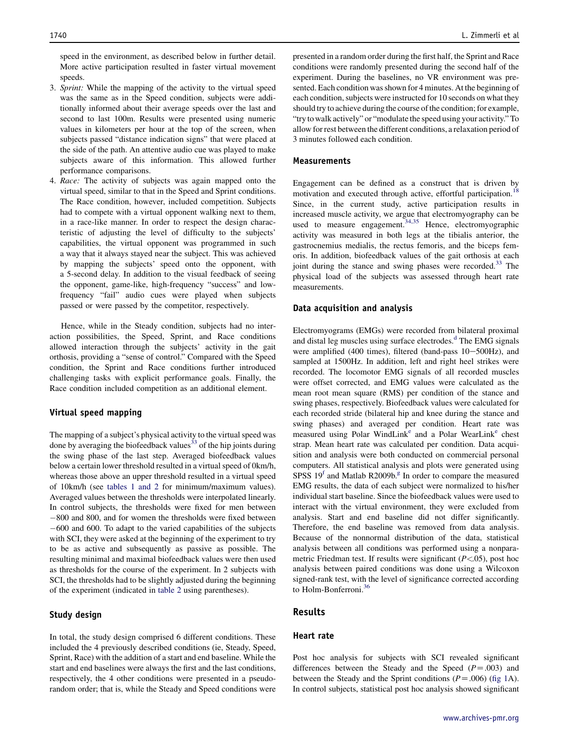speed in the environment, as described below in further detail. More active participation resulted in faster virtual movement speeds.

3. *Sprint:* While the mapping of the activity to the virtual speed was the same as in the Speed condition, subjects were additionally informed about their average speeds over the last and second to last 100m. Results were presented using numeric values in kilometers per hour at the top of the screen, when subjects passed "distance indication signs" that were placed at the side of the path. An attentive audio cue was played to make subjects aware of this information. This allowed further performance comparisons.
4. *Race:* The activity of subjects was again mapped onto the virtual speed, similar to that in the Speed and Sprint conditions. The Race condition, however, included competition. Subjects had to compete with a virtual opponent walking next to them, in a race-like manner. In order to respect the design characteristic of adjusting the level of difficulty to the subjects' capabilities, the virtual opponent was programmed in such a way that it always stayed near the subject. This was achieved by mapping the subjects' speed onto the opponent, with a 5-second delay. In addition to the visual feedback of seeing the opponent, game-like, high-frequency "success" and low-frequency "fail" audio cues were played when subjects passed or were passed by the competitor, respectively.

Hence, while in the Steady condition, subjects had no interaction possibilities, the Speed, Sprint, and Race conditions allowed interaction through the subjects' activity in the gait orthosis, providing a "sense of control." Compared with the Speed condition, the Sprint and Race conditions further introduced challenging tasks with explicit performance goals. Finally, the Race condition included competition as an additional element.

## Virtual speed mapping

The mapping of a subject's physical activity to the virtual speed was done by averaging the biofeedback values[33] of the hip joints during the swing phase of the last step. Averaged biofeedback values below a certain lower threshold resulted in a virtual speed of 0km/h, whereas those above an upper threshold resulted in a virtual speed of 10km/h (see tables 1 and 2 for minimum/maximum values). Averaged values between the thresholds were interpolated linearly. In control subjects, the thresholds were fixed for men between −800 and 800, and for women the thresholds were fixed between −600 and 600. To adapt to the varied capabilities of the subjects with SCI, they were asked at the beginning of the experiment to try to be as active and subsequently as passive as possible. The resulting minimal and maximal biofeedback values were then used as thresholds for the course of the experiment. In 2 subjects with SCI, the thresholds had to be slightly adjusted during the beginning of the experiment (indicated in table 2 using parentheses).

## Study design

In total, the study design comprised 6 different conditions. These included the 4 previously described conditions (ie, Steady, Speed, Sprint, Race) with the addition of a start and end baseline. While the start and end baselines were always the first and the last conditions, respectively, the 4 other conditions were presented in a pseudorandom order; that is, while the Steady and Speed conditions were presented in a random order during the first half, the Sprint and Race conditions were randomly presented during the second half of the experiment. During the baselines, no VR environment was presented. Each condition was shown for 4 minutes. At the beginning of each condition, subjects were instructed for 10 seconds on what they should try to achieve during the course of the condition; for example, "try to walk actively" or "modulate the speed using your activity." To allow for rest between the different conditions, a relaxation period of 3 minutes followed each condition.

## Measurements

Engagement can be defined as a construct that is driven by motivation and executed through active, effortful participation.[18] Since, in the current study, active participation results in increased muscle activity, we argue that electromyography can be used to measure engagement.[34,35] Hence, electromyographic activity was measured in both legs at the tibialis anterior, the gastrocnemius medialis, the rectus femoris, and the biceps femoris. In addition, biofeedback values of the gait orthosis at each joint during the stance and swing phases were recorded.[33] The physical load of the subjects was assessed through heart rate measurements.

## Data acquisition and analysis

Electromyograms (EMGs) were recorded from bilateral proximal and distal leg muscles using surface electrodes.[d] The EMG signals were amplified (400 times), filtered (band-pass 10−500Hz), and sampled at 1500Hz. In addition, left and right heel strikes were recorded. The locomotor EMG signals of all recorded muscles were offset corrected, and EMG values were calculated as the mean root mean square (RMS) per condition of the stance and swing phases, respectively. Biofeedback values were calculated for each recorded stride (bilateral hip and knee during the stance and swing phases) and averaged per condition. Heart rate was measured using Polar WindLink[e] and a Polar WearLink[e] chest strap. Mean heart rate was calculated per condition. Data acquisition and analysis were both conducted on commercial personal computers. All statistical analysis and plots were generated using SPSS 19[f] and Matlab R2009b.[g] In order to compare the measured EMG results, the data of each subject were normalized to his/her individual start baseline. Since the biofeedback values were used to interact with the virtual environment, they were excluded from analysis. Start and end baseline did not differ significantly. Therefore, the end baseline was removed from data analysis. Because of the nonnormal distribution of the data, statistical analysis between all conditions was performed using a nonparametric Friedman test. If results were significant ($P<.05$), post hoc analysis between paired conditions was done using a Wilcoxon signed-rank test, with the level of significance corrected according to Holm-Bonferroni.[36]

# Results

## Heart rate

Post hoc analysis for subjects with SCI revealed significant differences between the Steady and the Speed ($P=.003$) and between the Steady and the Sprint conditions ($P=.006$) (fig 1A). In control subjects, statistical post hoc analysis showed significant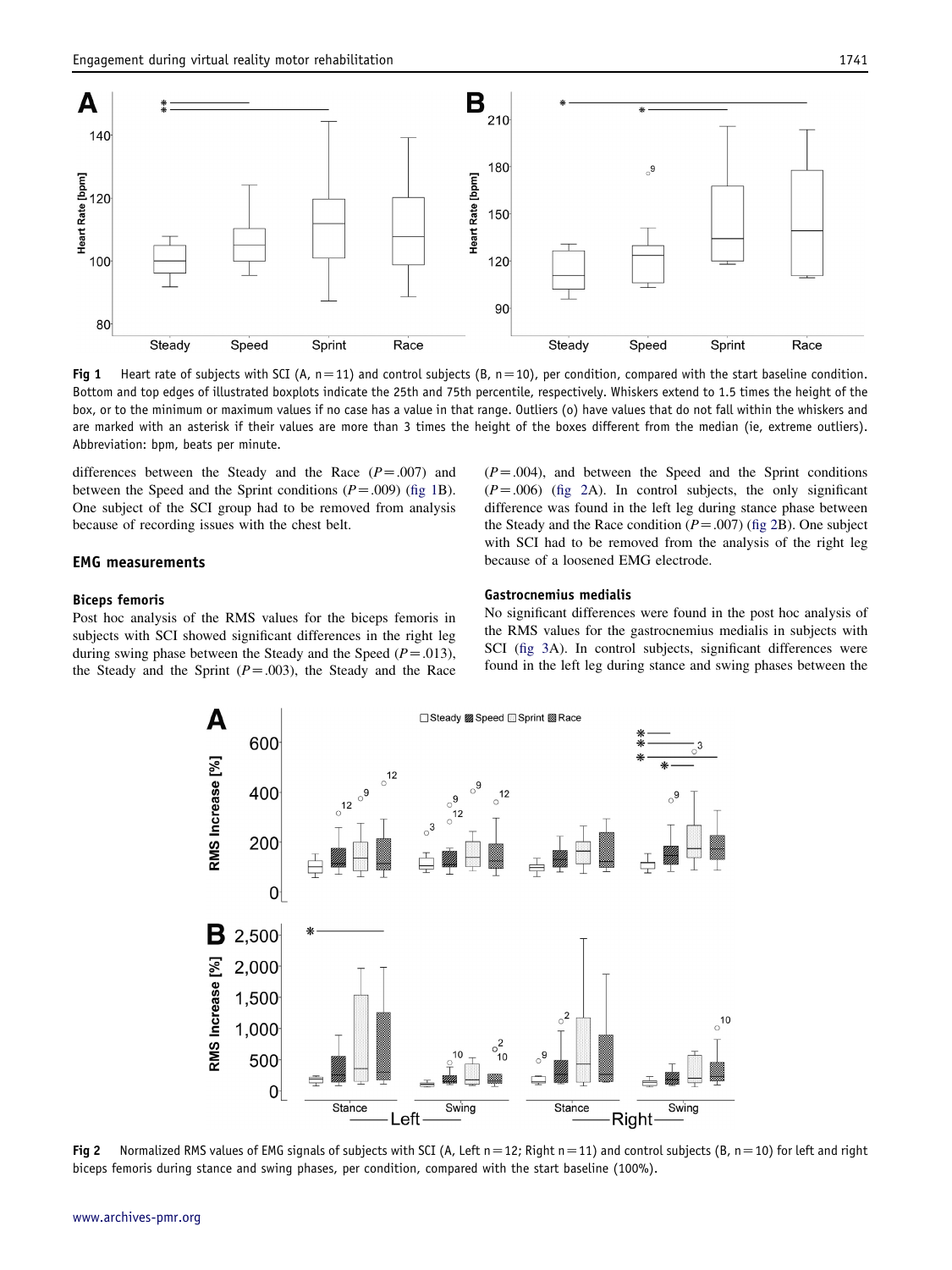Fig 1 Heart rate of subjects with SCI (A, n = 11) and control subjects (B, n = 10), per condition, compared with the start baseline condition. Bottom and top edges of illustrated boxplots indicate the 25th and 75th percentile, respectively. Whiskers extend to 1.5 times the height of the box, or to the minimum or maximum values if no case has a value in that range. Outliers (o) have values that do not fall within the whiskers and are marked with an asterisk if their values are more than 3 times the height of the boxes different from the median (ie, extreme outliers). Abbreviation: bpm, beats per minute.

differences between the Steady and the Race ($P = .007$) and between the Speed and the Sprint conditions ($P = .009$) (fig 1B). One subject of the SCI group had to be removed from analysis because of recording issues with the chest belt.

## EMG measurements

### Biceps femoris

Post hoc analysis of the RMS values for the biceps femoris in subjects with SCI showed significant differences in the right leg during swing phase between the Steady and the Speed ($P = .013$), the Steady and the Sprint ($P = .003$), the Steady and the Race ($P = .004$), and between the Speed and the Sprint conditions ($P = .006$) (fig 2A). In control subjects, the only significant difference was found in the left leg during stance phase between the Steady and the Race condition ($P = .007$) (fig 2B). One subject with SCI had to be removed from the analysis of the right leg because of a loosened EMG electrode.

### Gastrocnemius medialis

No significant differences were found in the post hoc analysis of the RMS values for the gastrocnemius medialis in subjects with SCI (fig 3A). In control subjects, significant differences were found in the left leg during stance and swing phases between the

Fig 2 Normalized RMS values of EMG signals of subjects with SCI (A, Left n = 12; Right n = 11) and control subjects (B, n = 10) for left and right biceps femoris during stance and swing phases, per condition, compared with the start baseline (100%).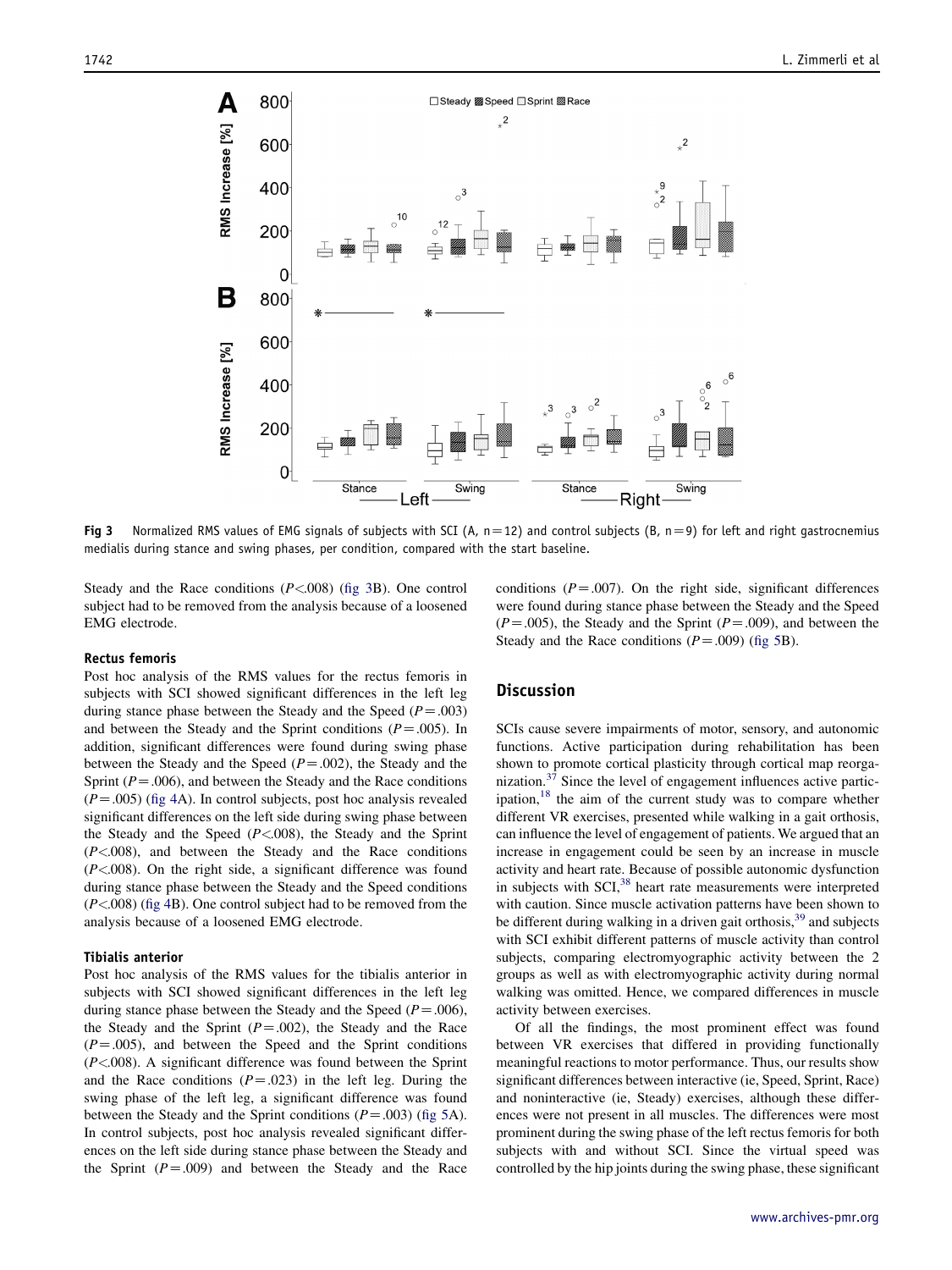Fig 3 Normalized RMS values of EMG signals of subjects with SCI (A, n=12) and control subjects (B, n=9) for left and right gastrocnemius medialis during stance and swing phases, per condition, compared with the start baseline.

Steady and the Race conditions ($P<.008$) (fig 3B). One control subject had to be removed from the analysis because of a loosened EMG electrode.

### Rectus femoris

Post hoc analysis of the RMS values for the rectus femoris in subjects with SCI showed significant differences in the left leg during stance phase between the Steady and the Speed ($P=.003$) and between the Steady and the Sprint conditions ($P=.005$). In addition, significant differences were found during swing phase between the Steady and the Speed ($P=.002$), the Steady and the Sprint ($P=.006$), and between the Steady and the Race conditions ($P=.005$) (fig 4A). In control subjects, post hoc analysis revealed significant differences on the left side during swing phase between the Steady and the Speed ($P<.008$), the Steady and the Sprint ($P<.008$), and between the Steady and the Race conditions ($P<.008$). On the right side, a significant difference was found during stance phase between the Steady and the Speed conditions ($P<.008$) (fig 4B). One control subject had to be removed from the analysis because of a loosened EMG electrode.

### Tibialis anterior

Post hoc analysis of the RMS values for the tibialis anterior in subjects with SCI showed significant differences in the left leg during stance phase between the Steady and the Speed ($P=.006$), the Steady and the Sprint ($P=.002$), the Steady and the Race ($P=.005$), and between the Speed and the Sprint conditions ($P<.008$). A significant difference was found between the Sprint and the Race conditions ($P=.023$) in the left leg. During the swing phase of the left leg, a significant difference was found between the Steady and the Sprint conditions ($P=.003$) (fig 5A). In control subjects, post hoc analysis revealed significant differences on the left side during stance phase between the Steady and the Sprint ($P=.009$) and between the Steady and the Race conditions ($P=.007$). On the right side, significant differences were found during stance phase between the Steady and the Speed ($P=.005$), the Steady and the Sprint ($P=.009$), and between the Steady and the Race conditions ($P=.009$) (fig 5B).

## Discussion

SCIs cause severe impairments of motor, sensory, and autonomic functions. Active participation during rehabilitation has been shown to promote cortical plasticity through cortical map reorganization.[37] Since the level of engagement influences active participation,[18] the aim of the current study was to compare whether different VR exercises, presented while walking in a gait orthosis, can influence the level of engagement of patients. We argued that an increase in engagement could be seen by an increase in muscle activity and heart rate. Because of possible autonomic dysfunction in subjects with SCI,[38] heart rate measurements were interpreted with caution. Since muscle activation patterns have been shown to be different during walking in a driven gait orthosis,[39] and subjects with SCI exhibit different patterns of muscle activity than control subjects, comparing electromyographic activity between the 2 groups as well as with electromyographic activity during normal walking was omitted. Hence, we compared differences in muscle activity between exercises.

Of all the findings, the most prominent effect was found between VR exercises that differed in providing functionally meaningful reactions to motor performance. Thus, our results show significant differences between interactive (ie, Speed, Sprint, Race) and noninteractive (ie, Steady) exercises, although these differences were not present in all muscles. The differences were most prominent during the swing phase of the left rectus femoris for both subjects with and without SCI. Since the virtual speed was controlled by the hip joints during the swing phase, these significant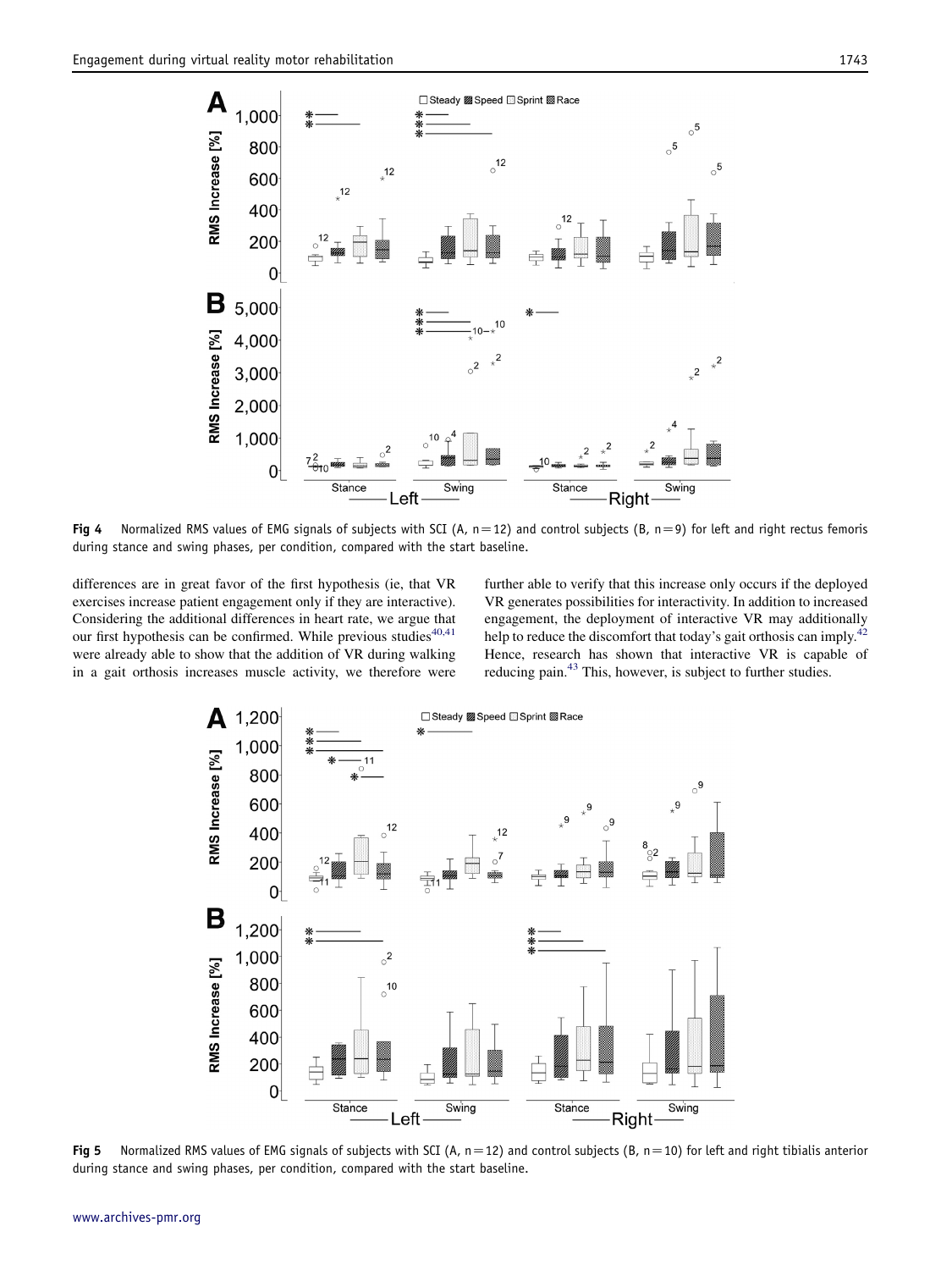Fig 4 Normalized RMS values of EMG signals of subjects with SCI (A, n=12) and control subjects (B, n=9) for left and right rectus femoris during stance and swing phases, per condition, compared with the start baseline.

differences are in great favor of the first hypothesis (ie, that VR exercises increase patient engagement only if they are interactive). Considering the additional differences in heart rate, we argue that our first hypothesis can be confirmed. While previous studies[40,41] were already able to show that the addition of VR during walking in a gait orthosis increases muscle activity, we therefore were further able to verify that this increase only occurs if the deployed VR generates possibilities for interactivity. In addition to increased engagement, the deployment of interactive VR may additionally help to reduce the discomfort that today's gait orthosis can imply.[42] Hence, research has shown that interactive VR is capable of reducing pain.[43] This, however, is subject to further studies.

Fig 5 Normalized RMS values of EMG signals of subjects with SCI (A, n=12) and control subjects (B, n=10) for left and right tibialis anterior during stance and swing phases, per condition, compared with the start baseline.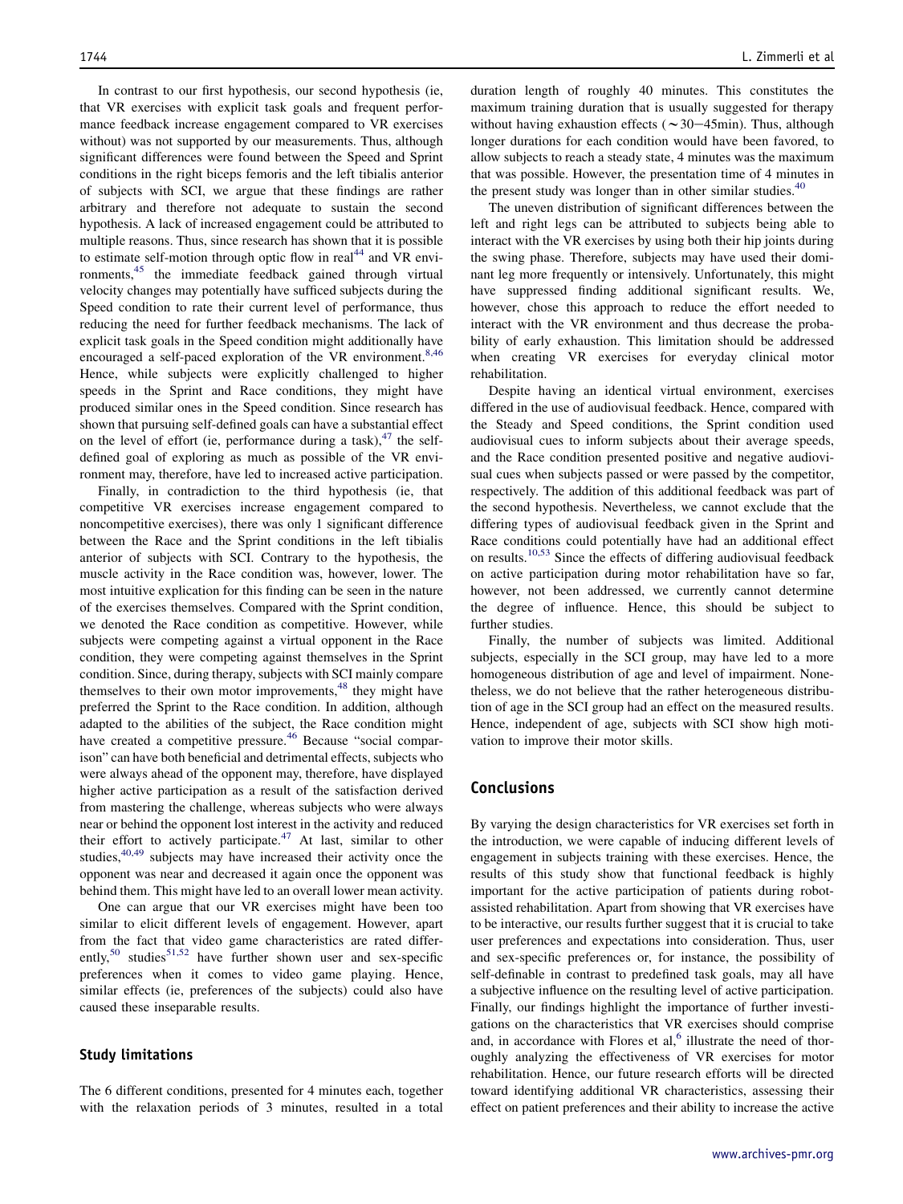In contrast to our first hypothesis, our second hypothesis (ie, that VR exercises with explicit task goals and frequent performance feedback increase engagement compared to VR exercises without) was not supported by our measurements. Thus, although significant differences were found between the Speed and Sprint conditions in the right biceps femoris and the left tibialis anterior of subjects with SCI, we argue that these findings are rather arbitrary and therefore not adequate to sustain the second hypothesis. A lack of increased engagement could be attributed to multiple reasons. Thus, since research has shown that it is possible to estimate self-motion through optic flow in real[44] and VR environments,[45] the immediate feedback gained through virtual velocity changes may potentially have sufficed subjects during the Speed condition to rate their current level of performance, thus reducing the need for further feedback mechanisms. The lack of explicit task goals in the Speed condition might additionally have encouraged a self-paced exploration of the VR environment.[8,46] Hence, while subjects were explicitly challenged to higher speeds in the Sprint and Race conditions, they might have produced similar ones in the Speed condition. Since research has shown that pursuing self-defined goals can have a substantial effect on the level of effort (ie, performance during a task),[47] the self-defined goal of exploring as much as possible of the VR environment may, therefore, have led to increased active participation.

Finally, in contradiction to the third hypothesis (ie, that competitive VR exercises increase engagement compared to noncompetitive exercises), there was only 1 significant difference between the Race and the Sprint conditions in the left tibialis anterior of subjects with SCI. Contrary to the hypothesis, the muscle activity in the Race condition was, however, lower. The most intuitive explication for this finding can be seen in the nature of the exercises themselves. Compared with the Sprint condition, we denoted the Race condition as competitive. However, while subjects were competing against a virtual opponent in the Race condition, they were competing against themselves in the Sprint condition. Since, during therapy, subjects with SCI mainly compare themselves to their own motor improvements,[48] they might have preferred the Sprint to the Race condition. In addition, although adapted to the abilities of the subject, the Race condition might have created a competitive pressure.[46] Because "social comparison" can have both beneficial and detrimental effects, subjects who were always ahead of the opponent may, therefore, have displayed higher active participation as a result of the satisfaction derived from mastering the challenge, whereas subjects who were always near or behind the opponent lost interest in the activity and reduced their effort to actively participate.[47] At last, similar to other studies,[40,49] subjects may have increased their activity once the opponent was near and decreased it again once the opponent was behind them. This might have led to an overall lower mean activity.

One can argue that our VR exercises might have been too similar to elicit different levels of engagement. However, apart from the fact that video game characteristics are rated differently,[50] studies[51,52] have further shown user and sex-specific preferences when it comes to video game playing. Hence, similar effects (ie, preferences of the subjects) could also have caused these inseparable results.

### Study limitations

The 6 different conditions, presented for 4 minutes each, together with the relaxation periods of 3 minutes, resulted in a total duration length of roughly 40 minutes. This constitutes the maximum training duration that is usually suggested for therapy without having exhaustion effects (~30–45min). Thus, although longer durations for each condition would have been favored, to allow subjects to reach a steady state, 4 minutes was the maximum that was possible. However, the presentation time of 4 minutes in the present study was longer than in other similar studies.[40]

The uneven distribution of significant differences between the left and right legs can be attributed to subjects being able to interact with the VR exercises by using both their hip joints during the swing phase. Therefore, subjects may have used their dominant leg more frequently or intensively. Unfortunately, this might have suppressed finding additional significant results. We, however, chose this approach to reduce the effort needed to interact with the VR environment and thus decrease the probability of early exhaustion. This limitation should be addressed when creating VR exercises for everyday clinical motor rehabilitation.

Despite having an identical virtual environment, exercises differed in the use of audiovisual feedback. Hence, compared with the Steady and Speed conditions, the Sprint condition used audiovisual cues to inform subjects about their average speeds, and the Race condition presented positive and negative audiovisual cues when subjects passed or were passed by the competitor, respectively. The addition of this additional feedback was part of the second hypothesis. Nevertheless, we cannot exclude that the differing types of audiovisual feedback given in the Sprint and Race conditions could potentially have had an additional effect on results.[10,53] Since the effects of differing audiovisual feedback on active participation during motor rehabilitation have so far, however, not been addressed, we currently cannot determine the degree of influence. Hence, this should be subject to further studies.

Finally, the number of subjects was limited. Additional subjects, especially in the SCI group, may have led to a more homogeneous distribution of age and level of impairment. Nonetheless, we do not believe that the rather heterogeneous distribution of age in the SCI group had an effect on the measured results. Hence, independent of age, subjects with SCI show high motivation to improve their motor skills.

## Conclusions

By varying the design characteristics for VR exercises set forth in the introduction, we were capable of inducing different levels of engagement in subjects training with these exercises. Hence, the results of this study show that functional feedback is highly important for the active participation of patients during robot-assisted rehabilitation. Apart from showing that VR exercises have to be interactive, our results further suggest that it is crucial to take user preferences and expectations into consideration. Thus, user and sex-specific preferences or, for instance, the possibility of self-definable in contrast to predefined task goals, may all have a subjective influence on the resulting level of active participation. Finally, our findings highlight the importance of further investigations on the characteristics that VR exercises should comprise and, in accordance with Flores et al,[6] illustrate the need of thoroughly analyzing the effectiveness of VR exercises for motor rehabilitation. Hence, our future research efforts will be directed toward identifying additional VR characteristics, assessing their effect on patient preferences and their ability to increase the active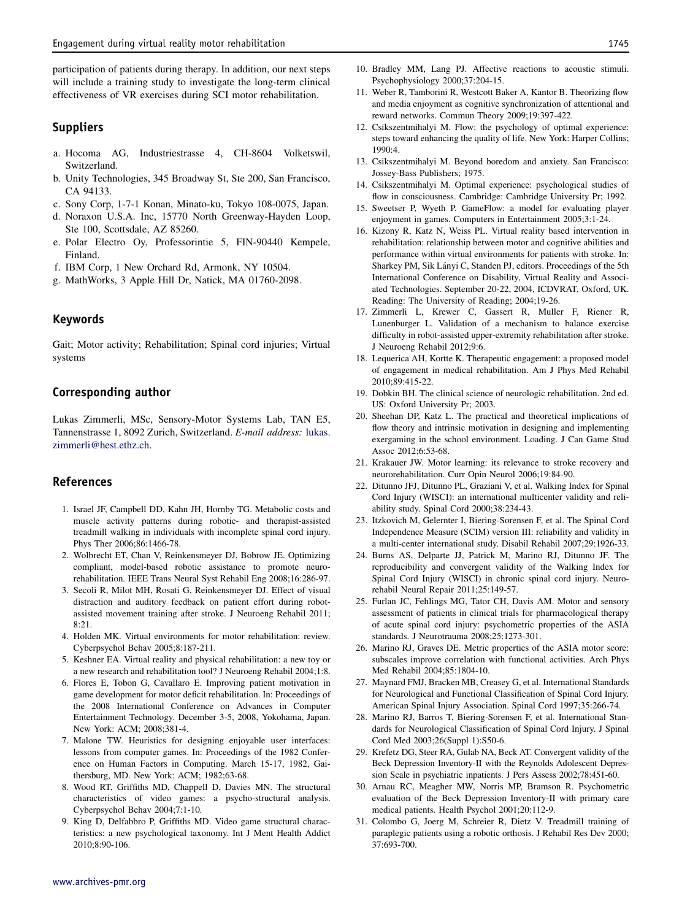participation of patients during therapy. In addition, our next steps will include a training study to investigate the long-term clinical effectiveness of VR exercises during SCI motor rehabilitation.

## Suppliers

a. Hocoma AG, Industriestrasse 4, CH-8604 Volketswil, Switzerland.
b. Unity Technologies, 345 Broadway St, Ste 200, San Francisco, CA 94133.
c. Sony Corp, 1-7-1 Konan, Minato-ku, Tokyo 108-0075, Japan.
d. Noraxon U.S.A. Inc, 15770 North Greenway-Hayden Loop, Ste 100, Scottsdale, AZ 85260.
e. Polar Electro Oy, Professorintie 5, FIN-90440 Kempele, Finland.
f. IBM Corp, 1 New Orchard Rd, Armonk, NY 10504.
g. MathWorks, 3 Apple Hill Dr, Natick, MA 01760-2098.

## Keywords

Gait; Motor activity; Rehabilitation; Spinal cord injuries; Virtual systems

## Corresponding author

Lukas Zimmerli, MSc, Sensory-Motor Systems Lab, TAN E5, Tannenstrasse 1, 8092 Zurich, Switzerland. *E-mail address:* lukas.zimmerli@hest.ethz.ch.

## References

1. Israel JF, Campbell DD, Kahn JH, Hornby TG. Metabolic costs and muscle activity patterns during robotic- and therapist-assisted treadmill walking in individuals with incomplete spinal cord injury. Phys Ther 2006;86:1466-78.
2. Wolbrecht ET, Chan V, Reinkensmeyer DJ, Bobrow JE. Optimizing compliant, model-based robotic assistance to promote neurorehabilitation. IEEE Trans Neural Syst Rehabil Eng 2008;16:286-97.
3. Secoli R, Milot MH, Rosati G, Reinkensmeyer DJ. Effect of visual distraction and auditory feedback on patient effort during robot-assisted movement training after stroke. J Neuroeng Rehabil 2011; 8:21.
4. Holden MK. Virtual environments for motor rehabilitation: review. Cyberpsychol Behav 2005;8:187-211.
5. Keshner EA. Virtual reality and physical rehabilitation: a new toy or a new research and rehabilitation tool? J Neuroeng Rehabil 2004;1:8.
6. Flores E, Tobon G, Cavallaro E. Improving patient motivation in game development for motor deficit rehabilitation. In: Proceedings of the 2008 International Conference on Advances in Computer Entertainment Technology. December 3-5, 2008, Yokohama, Japan. New York: ACM; 2008;381-4.
7. Malone TW. Heuristics for designing enjoyable user interfaces: lessons from computer games. In: Proceedings of the 1982 Conference on Human Factors in Computing. March 15-17, 1982, Gaithersburg, MD. New York: ACM; 1982;63-68.
8. Wood RT, Griffiths MD, Chappell D, Davies MN. The structural characteristics of video games: a psycho-structural analysis. Cyberpsychol Behav 2004;7:1-10.
9. King D, Delfabbro P, Griffiths MD. Video game structural characteristics: a new psychological taxonomy. Int J Ment Health Addict 2010;8:90-106.
10. Bradley MM, Lang PJ. Affective reactions to acoustic stimuli. Psychophysiology 2000;37:204-15.
11. Weber R, Tamborini R, Westcott Baker A, Kantor B. Theorizing flow and media enjoyment as cognitive synchronization of attentional and reward networks. Commun Theory 2009;19:397-422.
12. Csikszentmihalyi M. Flow: the psychology of optimal experience: steps toward enhancing the quality of life. New York: Harper Collins; 1990:4.
13. Csikszentmihalyi M. Beyond boredom and anxiety. San Francisco: Jossey-Bass Publishers; 1975.
14. Csikszentmihalyi M. Optimal experience: psychological studies of flow in consciousness. Cambridge: Cambridge University Pr; 1992.
15. Sweetser P, Wyeth P. GameFlow: a model for evaluating player enjoyment in games. Computers in Entertainment 2005;3:1-24.
16. Kizony R, Katz N, Weiss PL. Virtual reality based intervention in rehabilitation: relationship between motor and cognitive abilities and performance within virtual environments for patients with stroke. In: Sharkey PM, Sik Lányi C, Standen PJ, editors. Proceedings of the 5th International Conference on Disability, Virtual Reality and Associated Technologies. September 20-22, 2004, ICDVRAT, Oxford, UK. Reading: The University of Reading; 2004;19-26.
17. Zimmerli L, Krewer C, Gassert R, Muller F, Riener R, Lunenburger L. Validation of a mechanism to balance exercise difficulty in robot-assisted upper-extremity rehabilitation after stroke. J Neuroeng Rehabil 2012;9:6.
18. Lequerica AH, Kortte K. Therapeutic engagement: a proposed model of engagement in medical rehabilitation. Am J Phys Med Rehabil 2010;89:415-22.
19. Dobkin BH. The clinical science of neurologic rehabilitation. 2nd ed. US: Oxford University Pr; 2003.
20. Sheehan DP, Katz L. The practical and theoretical implications of flow theory and intrinsic motivation in designing and implementing exergaming in the school environment. Loading. J Can Game Stud Assoc 2012;6:53-68.
21. Krakauer JW. Motor learning: its relevance to stroke recovery and neurorehabilitation. Curr Opin Neurol 2006;19:84-90.
22. Ditunno JFJ, Ditunno PL, Graziani V, et al. Walking Index for Spinal Cord Injury (WISCI): an international multicenter validity and reliability study. Spinal Cord 2000;38:234-43.
23. Itzkovich M, Gelernter I, Biering-Sorensen F, et al. The Spinal Cord Independence Measure (SCIM) version III: reliability and validity in a multi-center international study. Disabil Rehabil 2007;29:1926-33.
24. Burns AS, Delparte JJ, Patrick M, Marino RJ, Ditunno JF. The reproducibility and convergent validity of the Walking Index for Spinal Cord Injury (WISCI) in chronic spinal cord injury. Neurorehabil Neural Repair 2011;25:149-57.
25. Furlan JC, Fehlings MG, Tator CH, Davis AM. Motor and sensory assessment of patients in clinical trials for pharmacological therapy of acute spinal cord injury: psychometric properties of the ASIA standards. J Neurotrauma 2008;25:1273-301.
26. Marino RJ, Graves DE. Metric properties of the ASIA motor score: subscales improve correlation with functional activities. Arch Phys Med Rehabil 2004;85:1804-10.
27. Maynard FMJ, Bracken MB, Creasey G, et al. International Standards for Neurological and Functional Classification of Spinal Cord Injury. American Spinal Injury Association. Spinal Cord 1997;35:266-74.
28. Marino RJ, Barros T, Biering-Sorensen F, et al. International Standards for Neurological Classification of Spinal Cord Injury. J Spinal Cord Med 2003;26(Suppl 1):S50-6.
29. Krefetz DG, Steer RA, Gulab NA, Beck AT. Convergent validity of the Beck Depression Inventory-II with the Reynolds Adolescent Depression Scale in psychiatric inpatients. J Pers Assess 2002;78:451-60.
30. Arnau RC, Meagher MW, Norris MP, Bramson R. Psychometric evaluation of the Beck Depression Inventory-II with primary care medical patients. Health Psychol 2001;20:112-9.
31. Colombo G, Joerg M, Schreier R, Dietz V. Treadmill training of paraplegic patients using a robotic orthosis. J Rehabil Res Dev 2000; 37:693-700.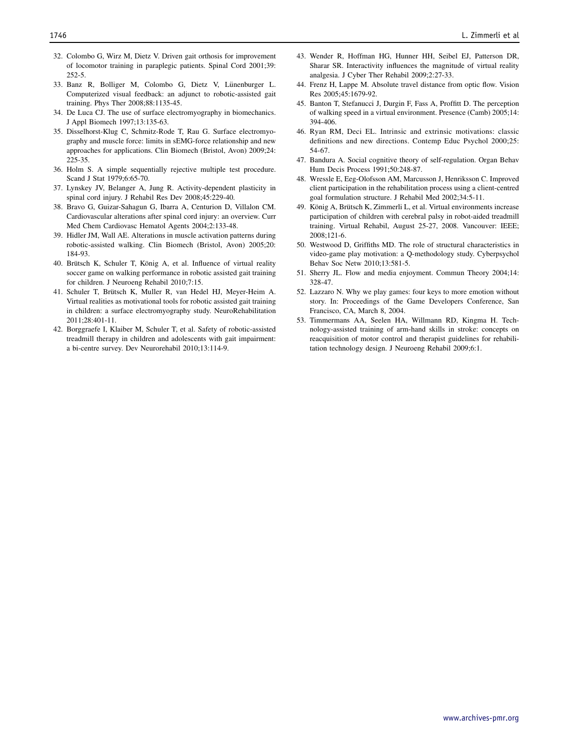32. Colombo G, Wirz M, Dietz V. Driven gait orthosis for improvement of locomotor training in paraplegic patients. Spinal Cord 2001;39: 252-5.
33. Banz R, Bolliger M, Colombo G, Dietz V, Lünenburger L. Computerized visual feedback: an adjunct to robotic-assisted gait training. Phys Ther 2008;88:1135-45.
34. De Luca CJ. The use of surface electromyography in biomechanics. J Appl Biomech 1997;13:135-63.
35. Disselhorst-Klug C, Schmitz-Rode T, Rau G. Surface electromyography and muscle force: limits in sEMG-force relationship and new approaches for applications. Clin Biomech (Bristol, Avon) 2009;24: 225-35.
36. Holm S. A simple sequentially rejective multiple test procedure. Scand J Stat 1979;6:65-70.
37. Lynskey JV, Belanger A, Jung R. Activity-dependent plasticity in spinal cord injury. J Rehabil Res Dev 2008;45:229-40.
38. Bravo G, Guizar-Sahagun G, Ibarra A, Centurion D, Villalon CM. Cardiovascular alterations after spinal cord injury: an overview. Curr Med Chem Cardiovasc Hematol Agents 2004;2:133-48.
39. Hidler JM, Wall AE. Alterations in muscle activation patterns during robotic-assisted walking. Clin Biomech (Bristol, Avon) 2005;20: 184-93.
40. Brütsch K, Schuler T, König A, et al. Influence of virtual reality soccer game on walking performance in robotic assisted gait training for children. J Neuroeng Rehabil 2010;7:15.
41. Schuler T, Brütsch K, Muller R, van Hedel HJ, Meyer-Heim A. Virtual realities as motivational tools for robotic assisted gait training in children: a surface electromyography study. NeuroRehabilitation 2011;28:401-11.
42. Borggraefe I, Klaiber M, Schuler T, et al. Safety of robotic-assisted treadmill therapy in children and adolescents with gait impairment: a bi-centre survey. Dev Neurorehabil 2010;13:114-9.
43. Wender R, Hoffman HG, Hunner HH, Seibel EJ, Patterson DR, Sharar SR. Interactivity influences the magnitude of virtual reality analgesia. J Cyber Ther Rehabil 2009;2:27-33.
44. Frenz H, Lappe M. Absolute travel distance from optic flow. Vision Res 2005;45:1679-92.
45. Banton T, Stefanucci J, Durgin F, Fass A, Proffitt D. The perception of walking speed in a virtual environment. Presence (Camb) 2005;14: 394-406.
46. Ryan RM, Deci EL. Intrinsic and extrinsic motivations: classic definitions and new directions. Contemp Educ Psychol 2000;25: 54-67.
47. Bandura A. Social cognitive theory of self-regulation. Organ Behav Hum Decis Process 1991;50:248-87.
48. Wressle E, Eeg-Olofsson AM, Marcusson J, Henriksson C. Improved client participation in the rehabilitation process using a client-centred goal formulation structure. J Rehabil Med 2002;34:5-11.
49. König A, Brütsch K, Zimmerli L, et al. Virtual environments increase participation of children with cerebral palsy in robot-aided treadmill training. Virtual Rehabil, August 25-27, 2008. Vancouver: IEEE; 2008;121-6.
50. Westwood D, Griffiths MD. The role of structural characteristics in video-game play motivation: a Q-methodology study. Cyberpsychol Behav Soc Netw 2010;13:581-5.
51. Sherry JL. Flow and media enjoyment. Commun Theory 2004;14: 328-47.
52. Lazzaro N. Why we play games: four keys to more emotion without story. In: Proceedings of the Game Developers Conference, San Francisco, CA, March 8, 2004.
53. Timmermans AA, Seelen HA, Willmann RD, Kingma H. Technology-assisted training of arm-hand skills in stroke: concepts on reacquisition of motor control and therapist guidelines for rehabilitation technology design. J Neuroeng Rehabil 2009;6:1.